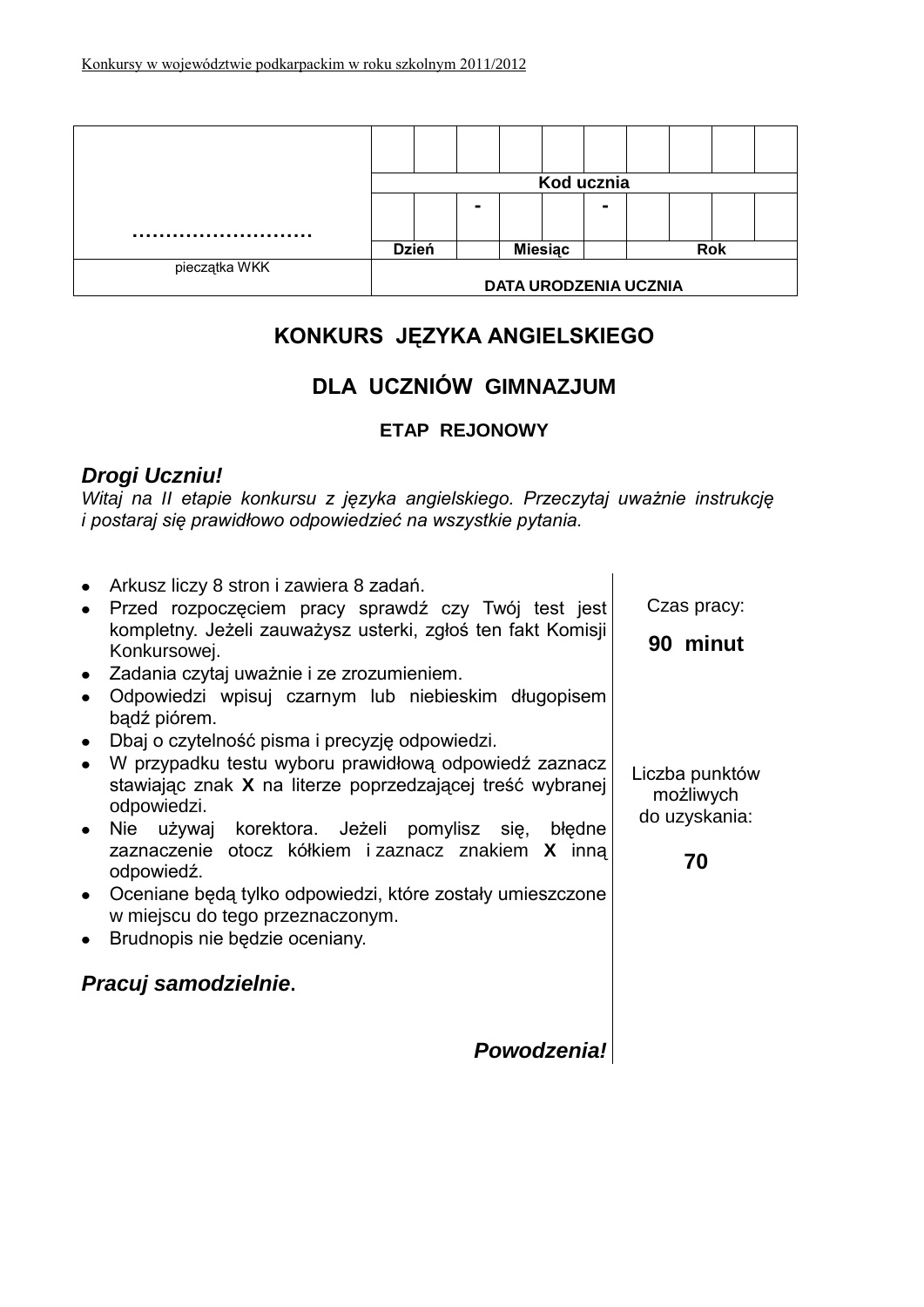Konkursy w województwie podkarpackim w roku szkolnym 2011/2012

| | | | | | | | | | | |
|---|---|---|---|---|---|---|---|---|---|---|
| ……………………… | | | | | | | | | | |
| | Kod ucznia | | | | | | | | | |
| | | | - | | | - | | | | |
| | Dzień | | | Miesiąc | | | Rok | | | |
| pieczątka WKK | DATA URODZENIA UCZNIA | | | | | | | | | |

# KONKURS JĘZYKA ANGIELSKIEGO

## DLA UCZNIÓW GIMNAZJUM

### ETAP REJONOWY

***Drogi Uczniu!***

*Witaj na II etapie konkursu z języka angielskiego. Przeczytaj uważnie instrukcję i postaraj się prawidłowo odpowiedzieć na wszystkie pytania.*

- Arkusz liczy 8 stron i zawiera 8 zadań.
- Przed rozpoczęciem pracy sprawdź czy Twój test jest kompletny. Jeżeli zauważysz usterki, zgłoś ten fakt Komisji Konkursowej.
- Zadania czytaj uważnie i ze zrozumieniem.
- Odpowiedzi wpisuj czarnym lub niebieskim długopisem bądź piórem.
- Dbaj o czytelność pisma i precyzję odpowiedzi.
- W przypadku testu wyboru prawidłową odpowiedź zaznacz stawiając znak **X** na literze poprzedzającej treść wybranej odpowiedzi.
- Nie używaj korektora. Jeżeli pomylisz się, błędne zaznaczenie otocz kółkiem i zaznacz znakiem **X** inną odpowiedź.
- Oceniane będą tylko odpowiedzi, które zostały umieszczone w miejscu do tego przeznaczonym.
- Brudnopis nie będzie oceniany.

***Pracuj samodzielnie.***

***Powodzenia!***

Czas pracy:

**90 minut**

Liczba punktów możliwych do uzyskania:

**70**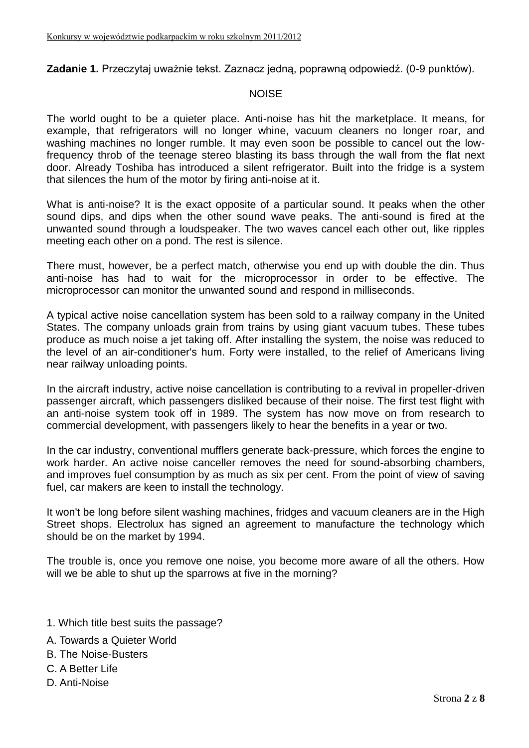**Zadanie 1.** Przeczytaj uważnie tekst. Zaznacz jedną, poprawną odpowiedź. (0-9 punktów).

NOISE

The world ought to be a quieter place. Anti-noise has hit the marketplace. It means, for example, that refrigerators will no longer whine, vacuum cleaners no longer roar, and washing machines no longer rumble. It may even soon be possible to cancel out the low-frequency throb of the teenage stereo blasting its bass through the wall from the flat next door. Already Toshiba has introduced a silent refrigerator. Built into the fridge is a system that silences the hum of the motor by firing anti-noise at it.

What is anti-noise? It is the exact opposite of a particular sound. It peaks when the other sound dips, and dips when the other sound wave peaks. The anti-sound is fired at the unwanted sound through a loudspeaker. The two waves cancel each other out, like ripples meeting each other on a pond. The rest is silence.

There must, however, be a perfect match, otherwise you end up with double the din. Thus anti-noise has had to wait for the microprocessor in order to be effective. The microprocessor can monitor the unwanted sound and respond in milliseconds.

A typical active noise cancellation system has been sold to a railway company in the United States. The company unloads grain from trains by using giant vacuum tubes. These tubes produce as much noise a jet taking off. After installing the system, the noise was reduced to the level of an air-conditioner's hum. Forty were installed, to the relief of Americans living near railway unloading points.

In the aircraft industry, active noise cancellation is contributing to a revival in propeller-driven passenger aircraft, which passengers disliked because of their noise. The first test flight with an anti-noise system took off in 1989. The system has now move on from research to commercial development, with passengers likely to hear the benefits in a year or two.

In the car industry, conventional mufflers generate back-pressure, which forces the engine to work harder. An active noise canceller removes the need for sound-absorbing chambers, and improves fuel consumption by as much as six per cent. From the point of view of saving fuel, car makers are keen to install the technology.

It won't be long before silent washing machines, fridges and vacuum cleaners are in the High Street shops. Electrolux has signed an agreement to manufacture the technology which should be on the market by 1994.

The trouble is, once you remove one noise, you become more aware of all the others. How will we be able to shut up the sparrows at five in the morning?

1. Which title best suits the passage?

A. Towards a Quieter World
B. The Noise-Busters
C. A Better Life
D. Anti-Noise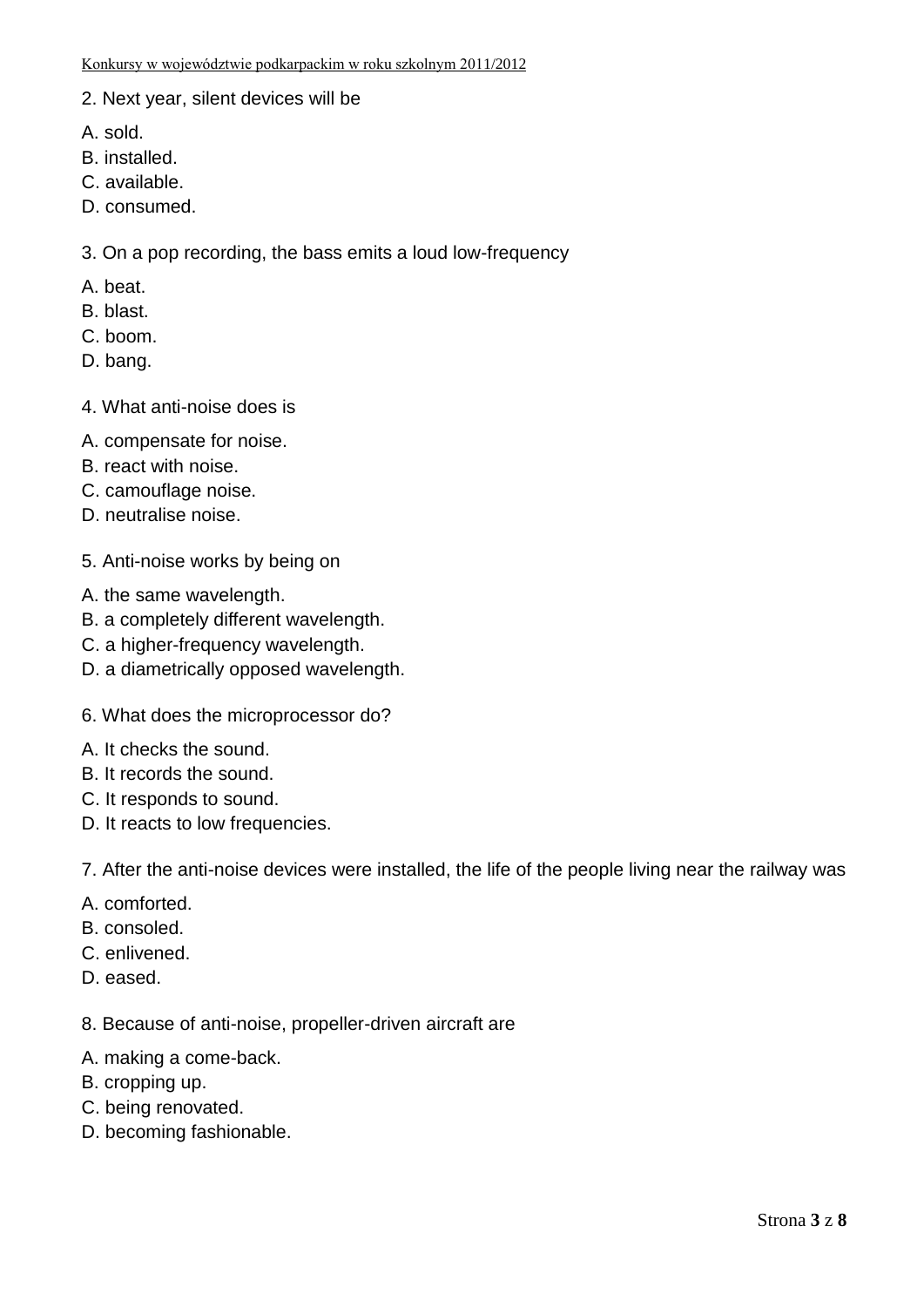2. Next year, silent devices will be

A. sold.
B. installed.
C. available.
D. consumed.

3. On a pop recording, the bass emits a loud low-frequency

A. beat.
B. blast.
C. boom.
D. bang.

4. What anti-noise does is

A. compensate for noise.
B. react with noise.
C. camouflage noise.
D. neutralise noise.

5. Anti-noise works by being on

A. the same wavelength.
B. a completely different wavelength.
C. a higher-frequency wavelength.
D. a diametrically opposed wavelength.

6. What does the microprocessor do?

A. It checks the sound.
B. It records the sound.
C. It responds to sound.
D. It reacts to low frequencies.

7. After the anti-noise devices were installed, the life of the people living near the railway was

A. comforted.
B. consoled.
C. enlivened.
D. eased.

8. Because of anti-noise, propeller-driven aircraft are

A. making a come-back.
B. cropping up.
C. being renovated.
D. becoming fashionable.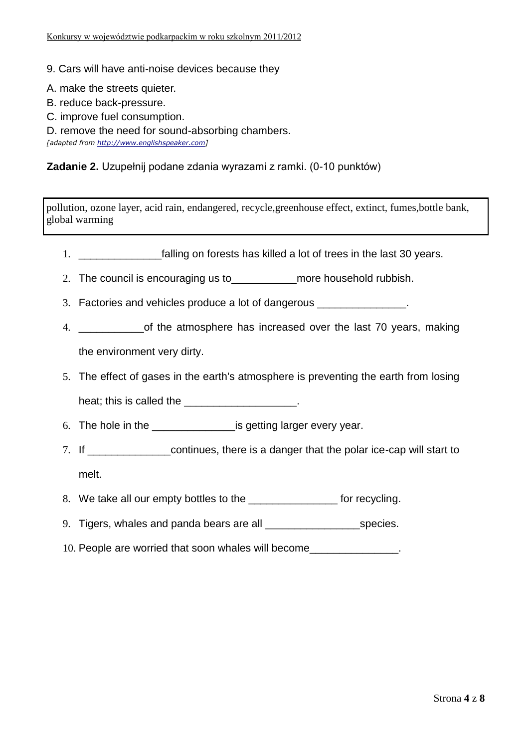9. Cars will have anti-noise devices because they

A. make the streets quieter.
B. reduce back-pressure.
C. improve fuel consumption.
D. remove the need for sound-absorbing chambers.

*[adapted from http://www.englishspeaker.com]*

**Zadanie 2.** Uzupełnij podane zdania wyrazami z ramki. (0-10 punktów)

| pollution, ozone layer, acid rain, endangered, recycle,greenhouse effect, extinct, fumes,bottle bank, global warming |
|---|

1. ______________falling on forests has killed a lot of trees in the last 30 years.
2. The council is encouraging us to___________more household rubbish.
3. Factories and vehicles produce a lot of dangerous _______________.
4. ___________of the atmosphere has increased over the last 70 years, making the environment very dirty.
5. The effect of gases in the earth's atmosphere is preventing the earth from losing heat; this is called the ___________________.
6. The hole in the ______________is getting larger every year.
7. If ______________continues, there is a danger that the polar ice-cap will start to melt.
8. We take all our empty bottles to the _______________ for recycling.
9. Tigers, whales and panda bears are all ________________species.
10. People are worried that soon whales will become_______________.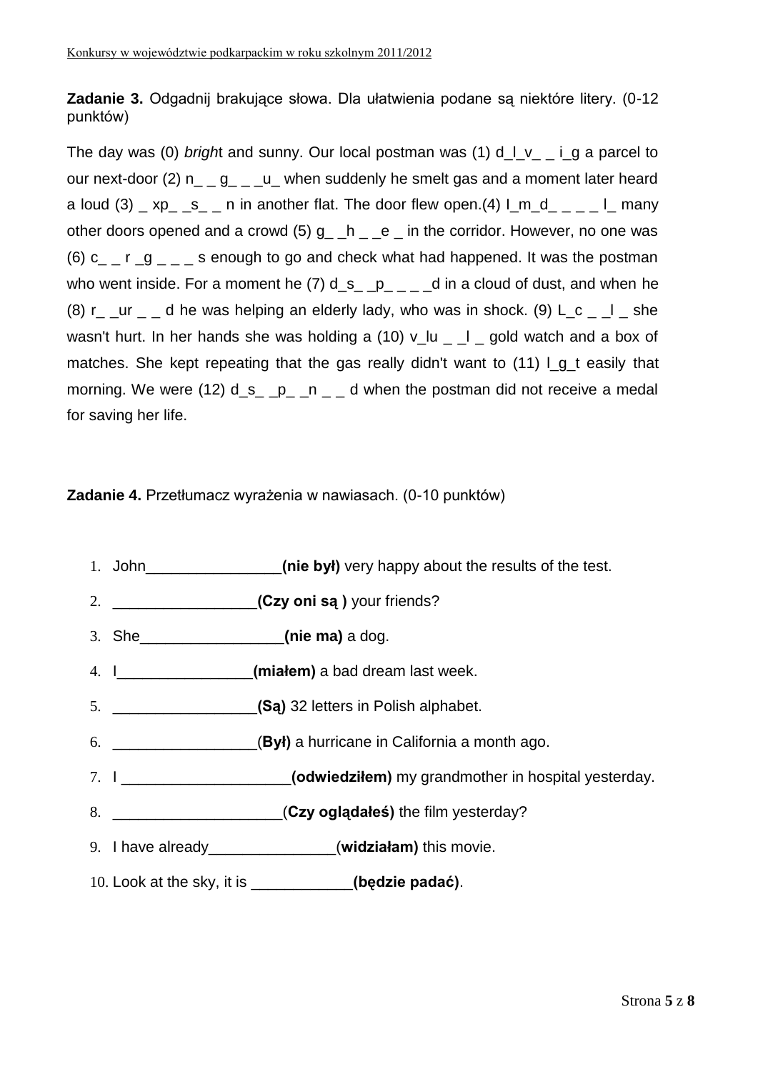**Zadanie 3.** Odgadnij brakujące słowa. Dla ułatwienia podane są niektóre litery. (0-12 punktów)

The day was (0) *brigh*t and sunny. Our local postman was (1) d_l_v_ _ i_g a parcel to our next-door (2) n_ _ g_ _ _u_ when suddenly he smelt gas and a moment later heard a loud (3) _ xp_ _s_ _ n in another flat. The door flew open.(4) I_m_d_ _ _ _ l_ many other doors opened and a crowd (5) g_ _h _ _e _ in the corridor. However, no one was (6) c_ _ r _g _ _ _ s enough to go and check what had happened. It was the postman who went inside. For a moment he (7) d_s_ _p_ _ _ _d in a cloud of dust, and when he (8) r_ _ur _ _ d he was helping an elderly lady, who was in shock. (9) L_c _ _l _ she wasn't hurt. In her hands she was holding a (10) v_lu _ _l _ gold watch and a box of matches. She kept repeating that the gas really didn't want to (11) l_g_t easily that morning. We were (12) d_s_ _p_ _n _ _ d when the postman did not receive a medal for saving her life.

**Zadanie 4.** Przetłumacz wyrażenia w nawiasach. (0-10 punktów)

1. John________________**(nie był)** very happy about the results of the test.
2. _________________**(Czy oni są )** your friends?
3. She_________________**(nie ma)** a dog.
4. I________________**(miałem)** a bad dream last week.
5. _________________**(Są)** 32 letters in Polish alphabet.
6. _________________(**Był)** a hurricane in California a month ago.
7. I ____________________**(odwiedziłem)** my grandmother in hospital yesterday.
8. ____________________(**Czy oglądałeś)** the film yesterday?
9. I have already_______________(**widziałam)** this movie.
10. Look at the sky, it is ____________**(będzie padać)**.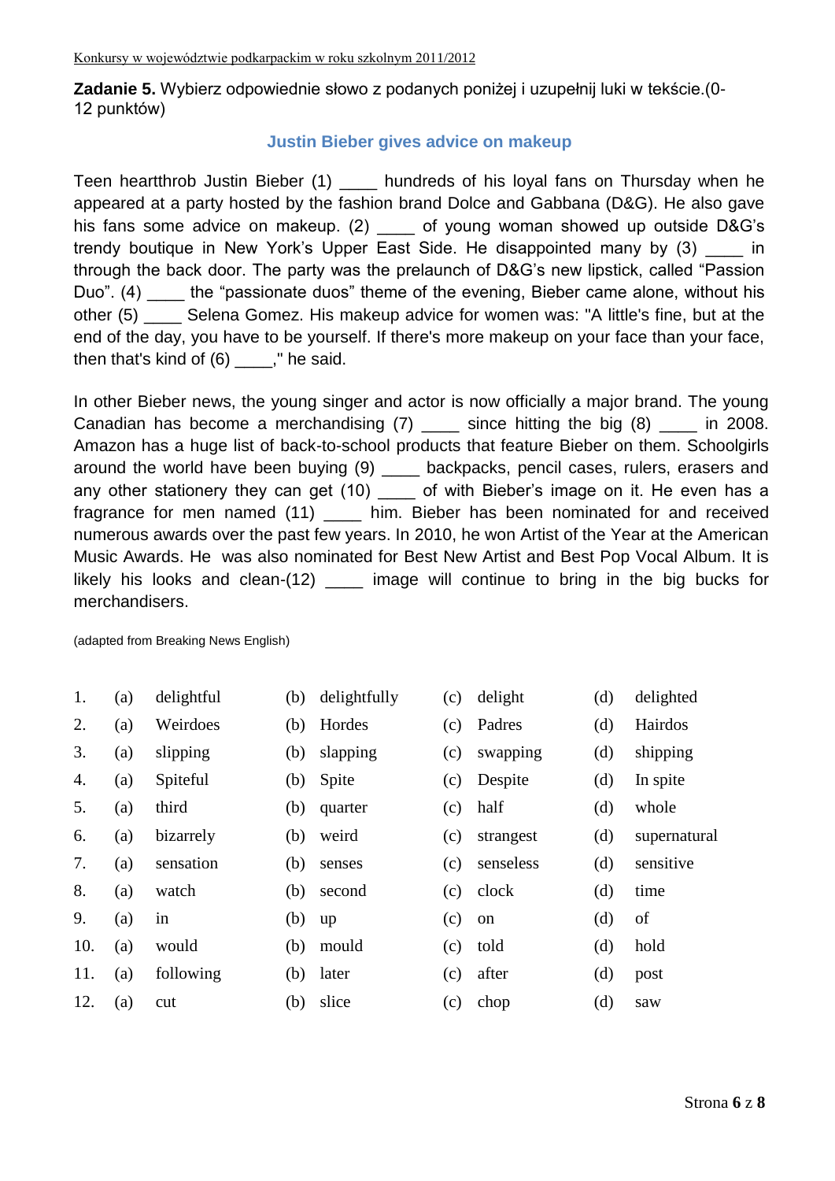**Zadanie 5.** Wybierz odpowiednie słowo z podanych poniżej i uzupełnij luki w tekście.(0-12 punktów)

## Justin Bieber gives advice on makeup

Teen heartthrob Justin Bieber (1) ____ hundreds of his loyal fans on Thursday when he appeared at a party hosted by the fashion brand Dolce and Gabbana (D&G). He also gave his fans some advice on makeup. (2) ____ of young woman showed up outside D&G's trendy boutique in New York's Upper East Side. He disappointed many by (3) ____ in through the back door. The party was the prelaunch of D&G's new lipstick, called "Passion Duo". (4) ____ the "passionate duos" theme of the evening, Bieber came alone, without his other (5) ____ Selena Gomez. His makeup advice for women was: "A little's fine, but at the end of the day, you have to be yourself. If there's more makeup on your face than your face, then that's kind of (6) ____," he said.

In other Bieber news, the young singer and actor is now officially a major brand. The young Canadian has become a merchandising (7) ____ since hitting the big (8) ____ in 2008. Amazon has a huge list of back-to-school products that feature Bieber on them. Schoolgirls around the world have been buying (9) ____ backpacks, pencil cases, rulers, erasers and any other stationery they can get (10) ____ of with Bieber's image on it. He even has a fragrance for men named (11) ____ him. Bieber has been nominated for and received numerous awards over the past few years. In 2010, he won Artist of the Year at the American Music Awards. He was also nominated for Best New Artist and Best Pop Vocal Album. It is likely his looks and clean-(12) ____ image will continue to bring in the big bucks for merchandisers.

(adapted from Breaking News English)

| | (a) | (b) | (c) | (d) |
|---|---|---|---|---|
| 1. | delightful | delightfully | delight | delighted |
| 2. | Weirdoes | Hordes | Padres | Hairdos |
| 3. | slipping | slapping | swapping | shipping |
| 4. | Spiteful | Spite | Despite | In spite |
| 5. | third | quarter | half | whole |
| 6. | bizarrely | weird | strangest | supernatural |
| 7. | sensation | senses | senseless | sensitive |
| 8. | watch | second | clock | time |
| 9. | in | up | on | of |
| 10. | would | mould | told | hold |
| 11. | following | later | after | post |
| 12. | cut | slice | chop | saw |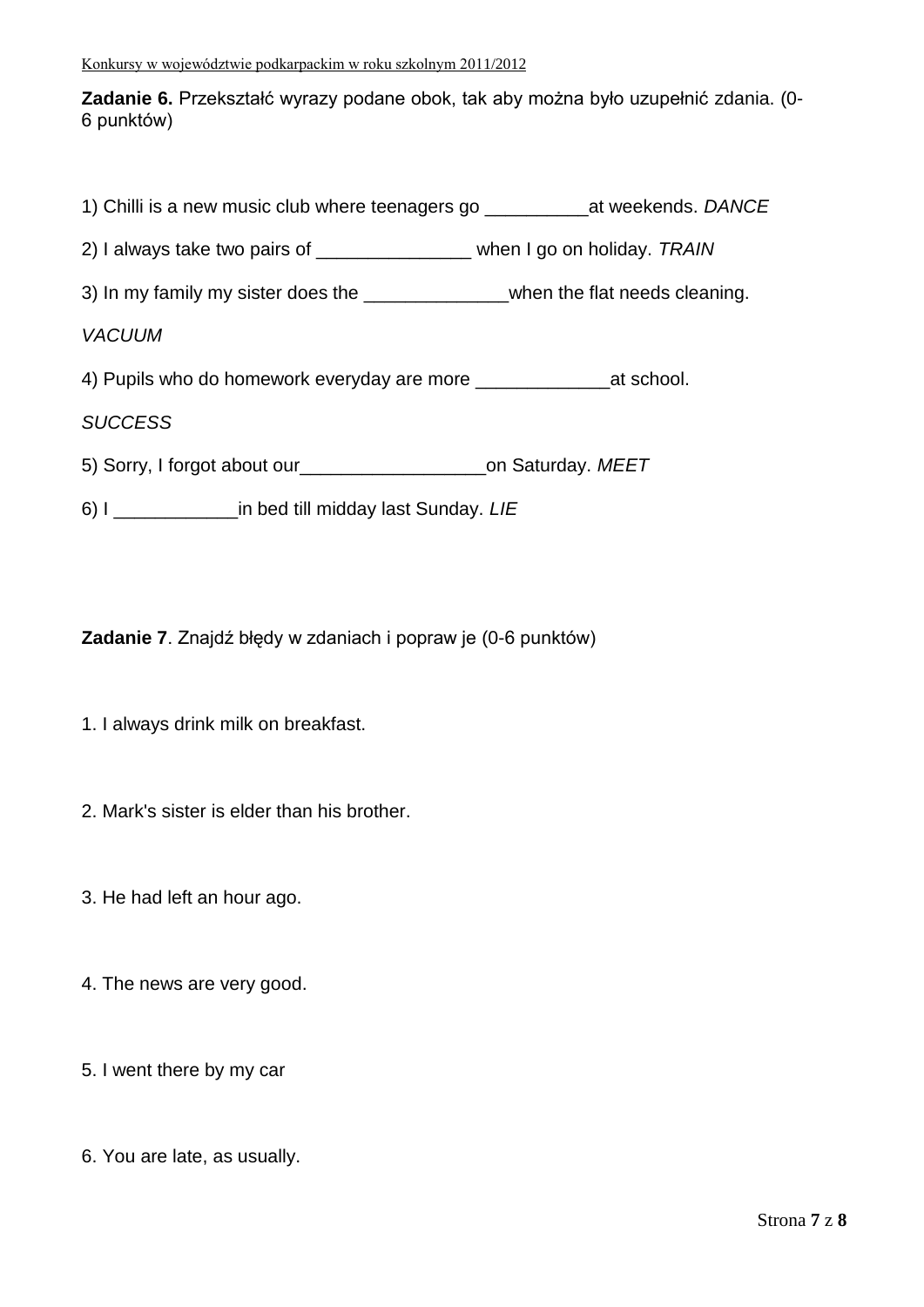**Zadanie 6.** Przekształć wyrazy podane obok, tak aby można było uzupełnić zdania. (0-6 punktów)

1) Chilli is a new music club where teenagers go __________at weekends. *DANCE*

2) I always take two pairs of _______________ when I go on holiday. *TRAIN*

3) In my family my sister does the ______________when the flat needs cleaning.

*VACUUM*

4) Pupils who do homework everyday are more _____________at school.

*SUCCESS*

5) Sorry, I forgot about our__________________on Saturday. *MEET*

6) I ____________in bed till midday last Sunday. *LIE*

**Zadanie 7**. Znajdź błędy w zdaniach i popraw je (0-6 punktów)

1. I always drink milk on breakfast.

2. Mark's sister is elder than his brother.

3. He had left an hour ago.

4. The news are very good.

5. I went there by my car

6. You are late, as usually.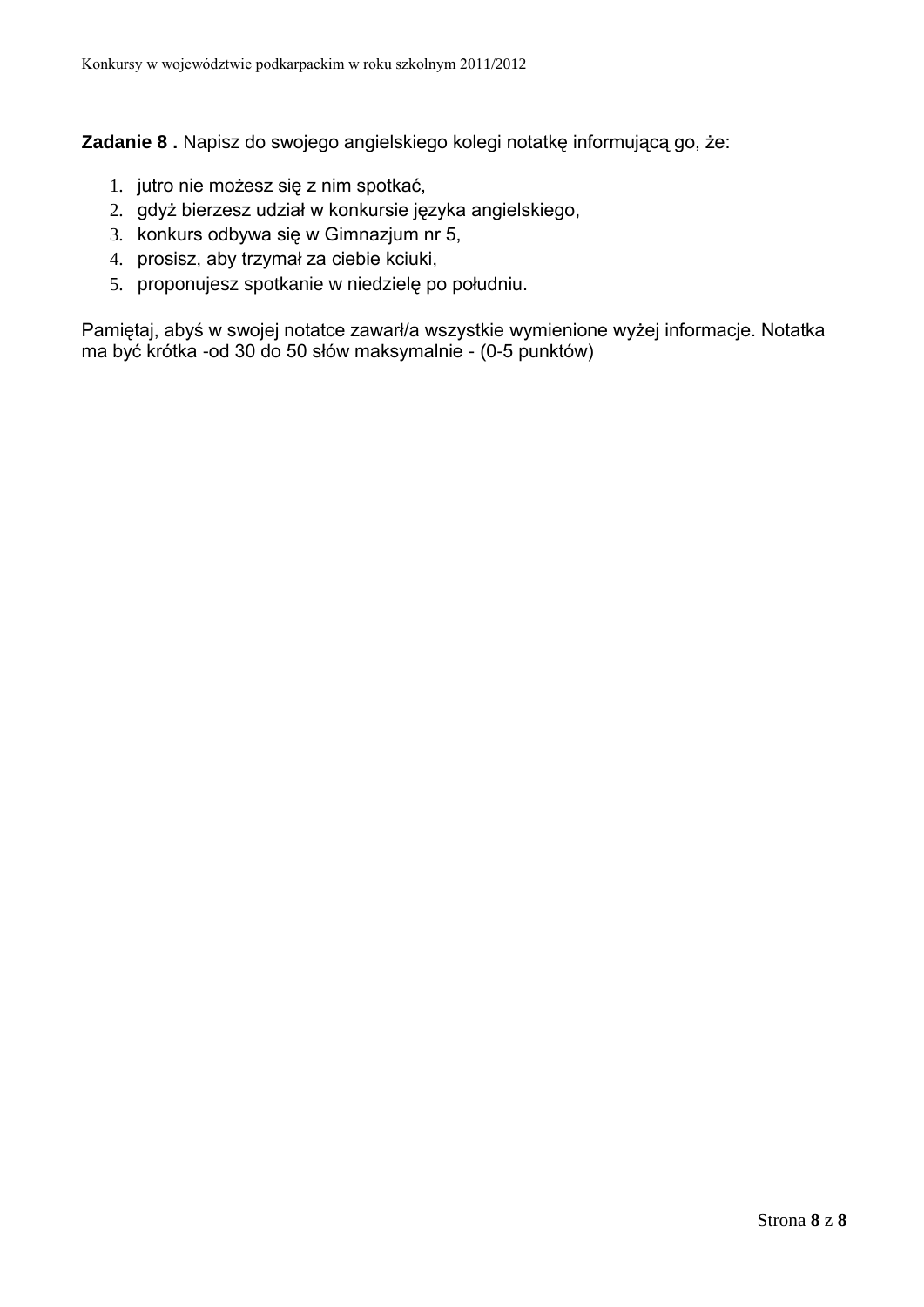**Zadanie 8 .** Napisz do swojego angielskiego kolegi notatkę informującą go, że:

1. jutro nie możesz się z nim spotkać,
2. gdyż bierzesz udział w konkursie języka angielskiego,
3. konkurs odbywa się w Gimnazjum nr 5,
4. prosisz, aby trzymał za ciebie kciuki,
5. proponujesz spotkanie w niedzielę po południu.

Pamiętaj, abyś w swojej notatce zawarł/a wszystkie wymienione wyżej informacje. Notatka ma być krótka -od 30 do 50 słów maksymalnie - (0-5 punktów)